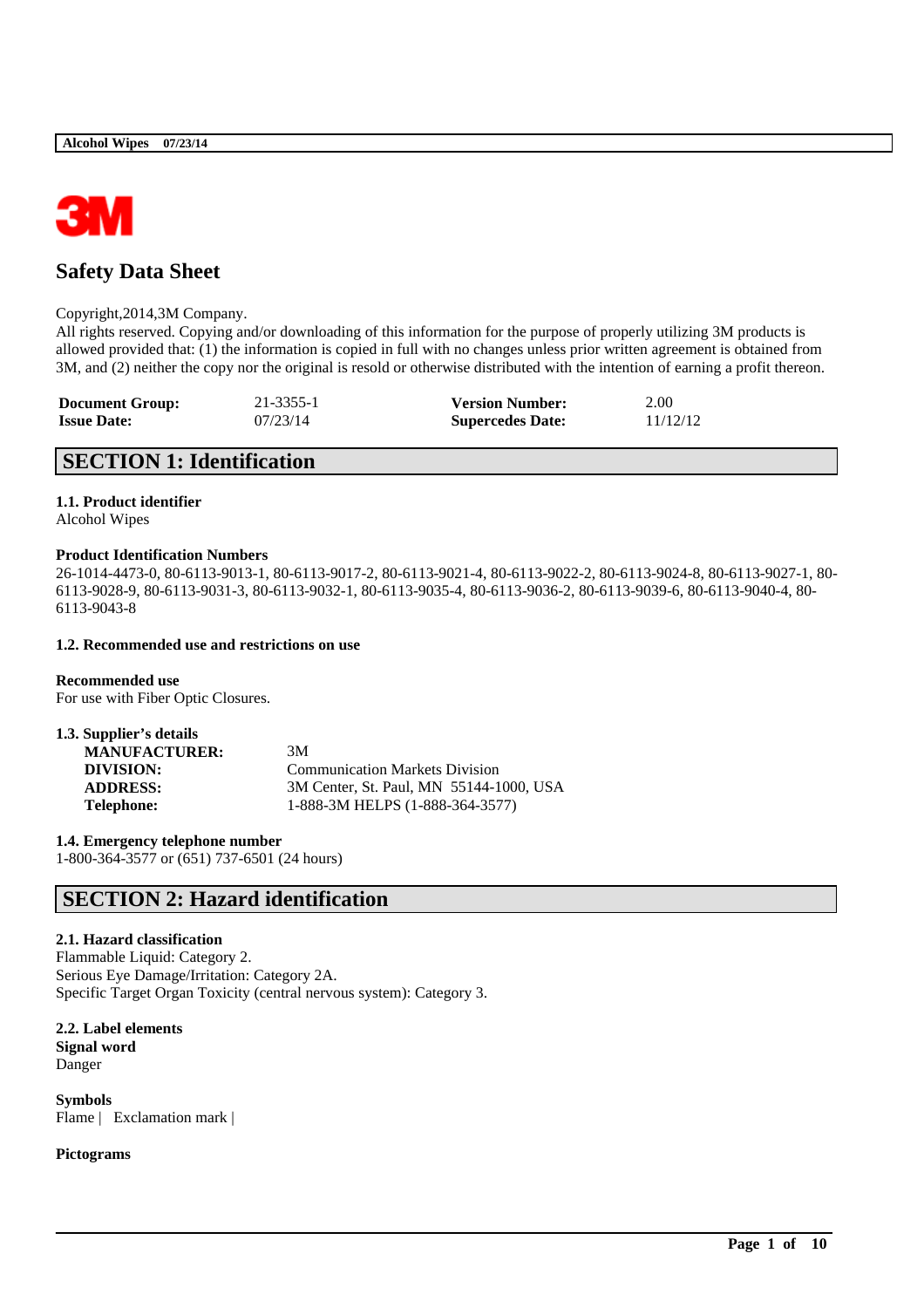# Safety Data Sheet

Copyright,2014,3M Company.
All rights reserved. Copying and/or downloading of this information for the purpose of properly utilizing 3M products is allowed provided that: (1) the information is copied in full with no changes unless prior written agreement is obtained from 3M, and (2) neither the copy nor the original is resold or otherwise distributed with the intention of earning a profit thereon.

| | | | |
|---|---|---|---|
| **Document Group:** | 21-3355-1 | **Version Number:** | 2.00 |
| **Issue Date:** | 07/23/14 | **Supercedes Date:** | 11/12/12 |

## SECTION 1: Identification

**1.1. Product identifier**
Alcohol Wipes

**Product Identification Numbers**
26-1014-4473-0, 80-6113-9013-1, 80-6113-9017-2, 80-6113-9021-4, 80-6113-9022-2, 80-6113-9024-8, 80-6113-9027-1, 80-6113-9028-9, 80-6113-9031-3, 80-6113-9032-1, 80-6113-9035-4, 80-6113-9036-2, 80-6113-9039-6, 80-6113-9040-4, 80-6113-9043-8

**1.2. Recommended use and restrictions on use**

**Recommended use**
For use with Fiber Optic Closures.

**1.3. Supplier's details**

| | |
|---|---|
| **MANUFACTURER:** | 3M |
| **DIVISION:** | Communication Markets Division |
| **ADDRESS:** | 3M Center, St. Paul, MN 55144-1000, USA |
| **Telephone:** | 1-888-3M HELPS (1-888-364-3577) |

**1.4. Emergency telephone number**
1-800-364-3577 or (651) 737-6501 (24 hours)

## SECTION 2: Hazard identification

**2.1. Hazard classification**
Flammable Liquid: Category 2.
Serious Eye Damage/Irritation: Category 2A.
Specific Target Organ Toxicity (central nervous system): Category 3.

**2.2. Label elements**
**Signal word**
Danger

**Symbols**
Flame | Exclamation mark |

**Pictograms**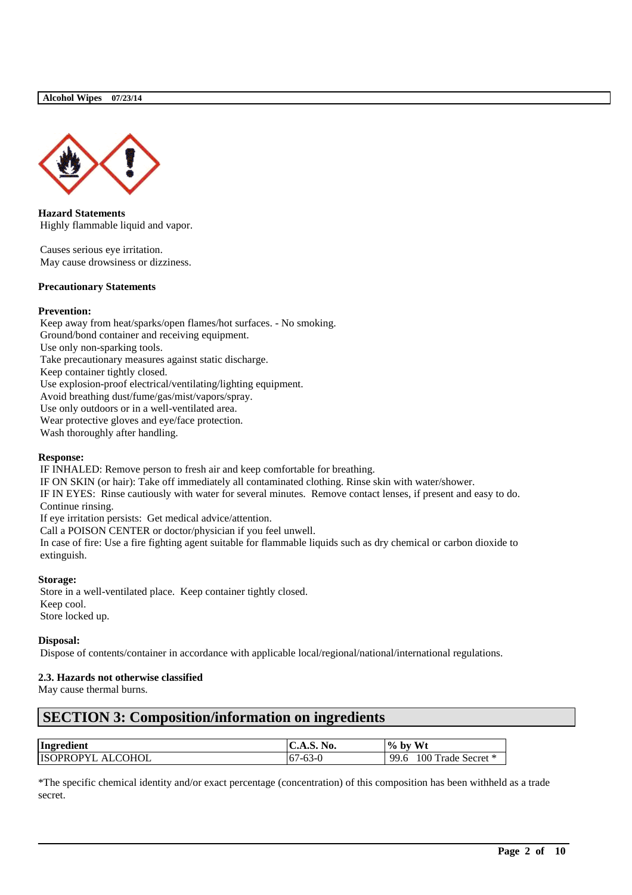**Hazard Statements**

Highly flammable liquid and vapor.

Causes serious eye irritation.
May cause drowsiness or dizziness.

**Precautionary Statements**

**Prevention:**

Keep away from heat/sparks/open flames/hot surfaces. - No smoking.
Ground/bond container and receiving equipment.
Use only non-sparking tools.
Take precautionary measures against static discharge.
Keep container tightly closed.
Use explosion-proof electrical/ventilating/lighting equipment.
Avoid breathing dust/fume/gas/mist/vapors/spray.
Use only outdoors or in a well-ventilated area.
Wear protective gloves and eye/face protection.
Wash thoroughly after handling.

**Response:**

IF INHALED: Remove person to fresh air and keep comfortable for breathing.
IF ON SKIN (or hair): Take off immediately all contaminated clothing. Rinse skin with water/shower.
IF IN EYES: Rinse cautiously with water for several minutes. Remove contact lenses, if present and easy to do. Continue rinsing.
If eye irritation persists: Get medical advice/attention.
Call a POISON CENTER or doctor/physician if you feel unwell.
In case of fire: Use a fire fighting agent suitable for flammable liquids such as dry chemical or carbon dioxide to extinguish.

**Storage:**

Store in a well-ventilated place. Keep container tightly closed.
Keep cool.
Store locked up.

**Disposal:**

Dispose of contents/container in accordance with applicable local/regional/national/international regulations.

**2.3. Hazards not otherwise classified**

May cause thermal burns.

## SECTION 3: Composition/information on ingredients

| Ingredient | C.A.S. No. | % by Wt |
|---|---|---|
| ISOPROPYL ALCOHOL | 67-63-0 | 99.6 100 Trade Secret * |

*The specific chemical identity and/or exact percentage (concentration) of this composition has been withheld as a trade secret.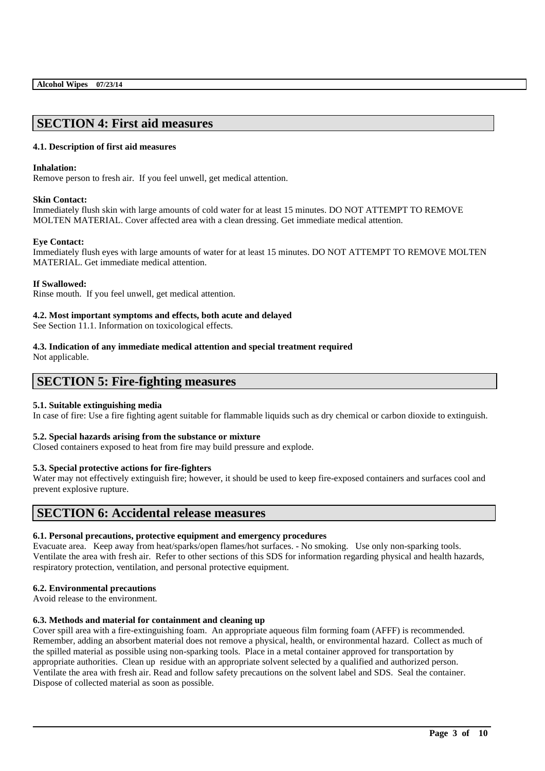## SECTION 4: First aid measures

### 4.1. Description of first aid measures

**Inhalation:**
Remove person to fresh air. If you feel unwell, get medical attention.

**Skin Contact:**
Immediately flush skin with large amounts of cold water for at least 15 minutes. DO NOT ATTEMPT TO REMOVE MOLTEN MATERIAL. Cover affected area with a clean dressing. Get immediate medical attention.

**Eye Contact:**
Immediately flush eyes with large amounts of water for at least 15 minutes. DO NOT ATTEMPT TO REMOVE MOLTEN MATERIAL. Get immediate medical attention.

**If Swallowed:**
Rinse mouth. If you feel unwell, get medical attention.

### 4.2. Most important symptoms and effects, both acute and delayed

See Section 11.1. Information on toxicological effects.

### 4.3. Indication of any immediate medical attention and special treatment required

Not applicable.

## SECTION 5: Fire-fighting measures

### 5.1. Suitable extinguishing media

In case of fire: Use a fire fighting agent suitable for flammable liquids such as dry chemical or carbon dioxide to extinguish.

### 5.2. Special hazards arising from the substance or mixture

Closed containers exposed to heat from fire may build pressure and explode.

### 5.3. Special protective actions for fire-fighters

Water may not effectively extinguish fire; however, it should be used to keep fire-exposed containers and surfaces cool and prevent explosive rupture.

## SECTION 6: Accidental release measures

### 6.1. Personal precautions, protective equipment and emergency procedures

Evacuate area. Keep away from heat/sparks/open flames/hot surfaces. - No smoking. Use only non-sparking tools. Ventilate the area with fresh air. Refer to other sections of this SDS for information regarding physical and health hazards, respiratory protection, ventilation, and personal protective equipment.

### 6.2. Environmental precautions

Avoid release to the environment.

### 6.3. Methods and material for containment and cleaning up

Cover spill area with a fire-extinguishing foam. An appropriate aqueous film forming foam (AFFF) is recommended. Remember, adding an absorbent material does not remove a physical, health, or environmental hazard. Collect as much of the spilled material as possible using non-sparking tools. Place in a metal container approved for transportation by appropriate authorities. Clean up residue with an appropriate solvent selected by a qualified and authorized person. Ventilate the area with fresh air. Read and follow safety precautions on the solvent label and SDS. Seal the container. Dispose of collected material as soon as possible.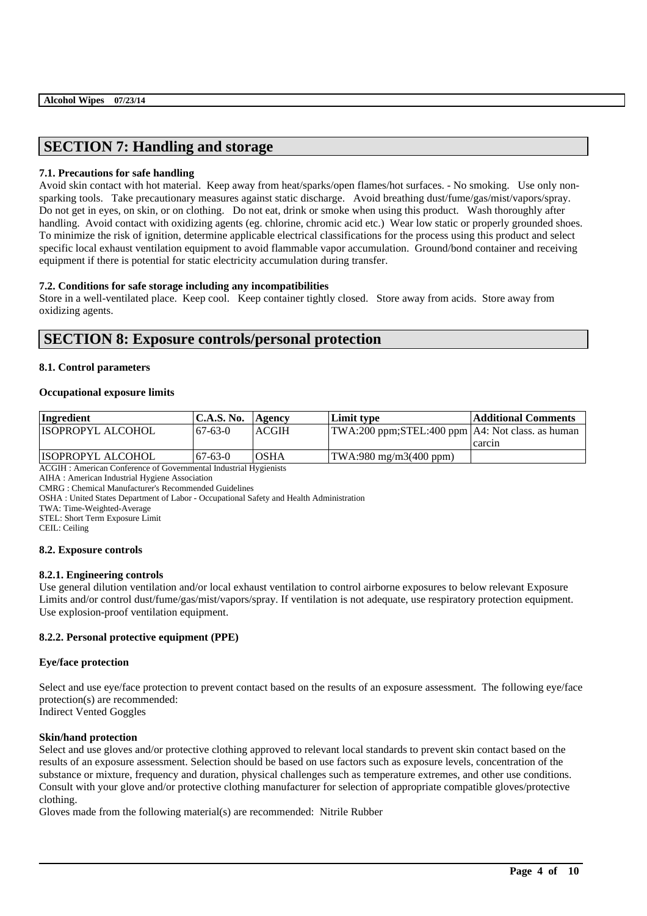## SECTION 7: Handling and storage

### 7.1. Precautions for safe handling

Avoid skin contact with hot material. Keep away from heat/sparks/open flames/hot surfaces. - No smoking. Use only non-sparking tools. Take precautionary measures against static discharge. Avoid breathing dust/fume/gas/mist/vapors/spray. Do not get in eyes, on skin, or on clothing. Do not eat, drink or smoke when using this product. Wash thoroughly after handling. Avoid contact with oxidizing agents (eg. chlorine, chromic acid etc.) Wear low static or properly grounded shoes. To minimize the risk of ignition, determine applicable electrical classifications for the process using this product and select specific local exhaust ventilation equipment to avoid flammable vapor accumulation. Ground/bond container and receiving equipment if there is potential for static electricity accumulation during transfer.

### 7.2. Conditions for safe storage including any incompatibilities

Store in a well-ventilated place. Keep cool. Keep container tightly closed. Store away from acids. Store away from oxidizing agents.

## SECTION 8: Exposure controls/personal protection

### 8.1. Control parameters

**Occupational exposure limits**

| Ingredient | C.A.S. No. | Agency | Limit type | Additional Comments |
|---|---|---|---|---|
| ISOPROPYL ALCOHOL | 67-63-0 | ACGIH | TWA:200 ppm;STEL:400 ppm | A4: Not class. as human carcin |
| ISOPROPYL ALCOHOL | 67-63-0 | OSHA | TWA:980 mg/m3(400 ppm) | |

ACGIH : American Conference of Governmental Industrial Hygienists
AIHA : American Industrial Hygiene Association
CMRG : Chemical Manufacturer's Recommended Guidelines
OSHA : United States Department of Labor - Occupational Safety and Health Administration
TWA: Time-Weighted-Average
STEL: Short Term Exposure Limit
CEIL: Ceiling

### 8.2. Exposure controls

#### 8.2.1. Engineering controls

Use general dilution ventilation and/or local exhaust ventilation to control airborne exposures to below relevant Exposure Limits and/or control dust/fume/gas/mist/vapors/spray. If ventilation is not adequate, use respiratory protection equipment. Use explosion-proof ventilation equipment.

#### 8.2.2. Personal protective equipment (PPE)

**Eye/face protection**

Select and use eye/face protection to prevent contact based on the results of an exposure assessment. The following eye/face protection(s) are recommended:
Indirect Vented Goggles

**Skin/hand protection**

Select and use gloves and/or protective clothing approved to relevant local standards to prevent skin contact based on the results of an exposure assessment. Selection should be based on use factors such as exposure levels, concentration of the substance or mixture, frequency and duration, physical challenges such as temperature extremes, and other use conditions. Consult with your glove and/or protective clothing manufacturer for selection of appropriate compatible gloves/protective clothing.
Gloves made from the following material(s) are recommended: Nitrile Rubber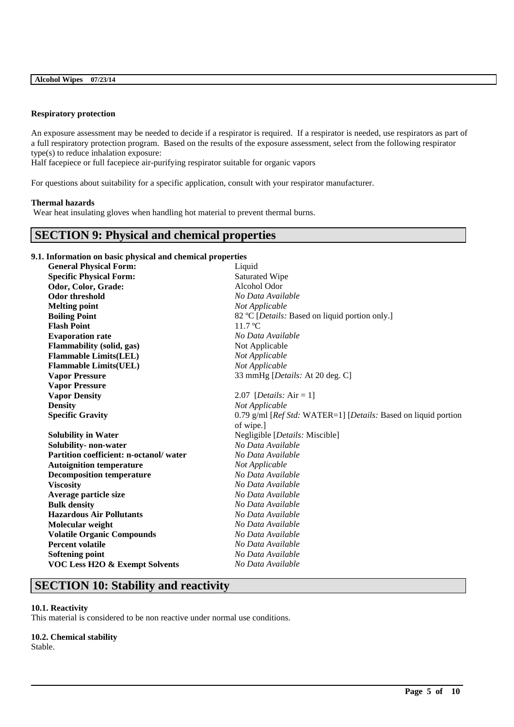**Respiratory protection**

An exposure assessment may be needed to decide if a respirator is required. If a respirator is needed, use respirators as part of a full respiratory protection program. Based on the results of the exposure assessment, select from the following respirator type(s) to reduce inhalation exposure:
Half facepiece or full facepiece air-purifying respirator suitable for organic vapors

For questions about suitability for a specific application, consult with your respirator manufacturer.

**Thermal hazards**

Wear heat insulating gloves when handling hot material to prevent thermal burns.

## SECTION 9: Physical and chemical properties

### 9.1. Information on basic physical and chemical properties

| Property | Value |
|---|---|
| **General Physical Form:** | Liquid |
| **Specific Physical Form:** | Saturated Wipe |
| **Odor, Color, Grade:** | Alcohol Odor |
| **Odor threshold** | *No Data Available* |
| **Melting point** | *Not Applicable* |
| **Boiling Point** | 82 ºC [*Details:* Based on liquid portion only.] |
| **Flash Point** | 11.7 ºC |
| **Evaporation rate** | *No Data Available* |
| **Flammability (solid, gas)** | Not Applicable |
| **Flammable Limits(LEL)** | *Not Applicable* |
| **Flammable Limits(UEL)** | *Not Applicable* |
| **Vapor Pressure** | 33 mmHg [*Details:* At 20 deg. C] |
| **Vapor Pressure** | |
| **Vapor Density** | 2.07 [*Details:* Air = 1] |
| **Density** | *Not Applicable* |
| **Specific Gravity** | 0.79 g/ml [*Ref Std:* WATER=1] [*Details:* Based on liquid portion of wipe.] |
| **Solubility in Water** | Negligible [*Details:* Miscible] |
| **Solubility- non-water** | *No Data Available* |
| **Partition coefficient: n-octanol/ water** | *No Data Available* |
| **Autoignition temperature** | *Not Applicable* |
| **Decomposition temperature** | *No Data Available* |
| **Viscosity** | *No Data Available* |
| **Average particle size** | *No Data Available* |
| **Bulk density** | *No Data Available* |
| **Hazardous Air Pollutants** | *No Data Available* |
| **Molecular weight** | *No Data Available* |
| **Volatile Organic Compounds** | *No Data Available* |
| **Percent volatile** | *No Data Available* |
| **Softening point** | *No Data Available* |
| **VOC Less H2O & Exempt Solvents** | *No Data Available* |

## SECTION 10: Stability and reactivity

**10.1. Reactivity**

This material is considered to be non reactive under normal use conditions.

**10.2. Chemical stability**

Stable.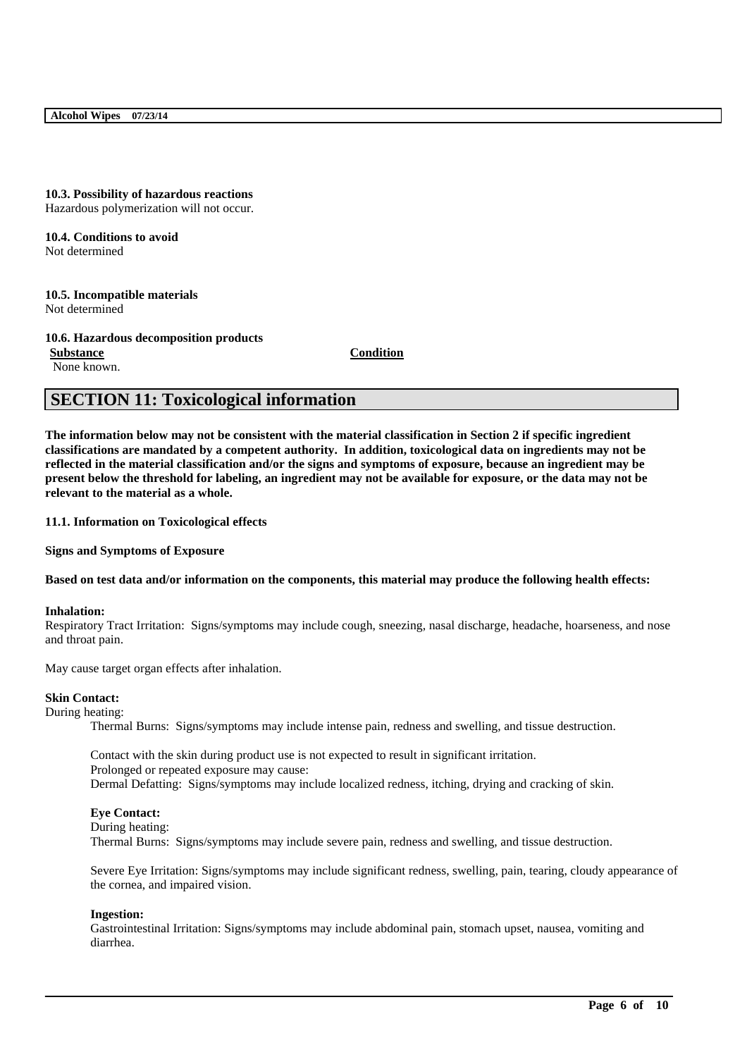**10.3. Possibility of hazardous reactions**
Hazardous polymerization will not occur.

**10.4. Conditions to avoid**
Not determined

**10.5. Incompatible materials**
Not determined

**10.6. Hazardous decomposition products**

| Substance | Condition |
|---|---|
| None known. | |

## SECTION 11: Toxicological information

**The information below may not be consistent with the material classification in Section 2 if specific ingredient classifications are mandated by a competent authority. In addition, toxicological data on ingredients may not be reflected in the material classification and/or the signs and symptoms of exposure, because an ingredient may be present below the threshold for labeling, an ingredient may not be available for exposure, or the data may not be relevant to the material as a whole.**

**11.1. Information on Toxicological effects**

**Signs and Symptoms of Exposure**

**Based on test data and/or information on the components, this material may produce the following health effects:**

**Inhalation:**
Respiratory Tract Irritation: Signs/symptoms may include cough, sneezing, nasal discharge, headache, hoarseness, and nose and throat pain.

May cause target organ effects after inhalation.

**Skin Contact:**
During heating:
Thermal Burns: Signs/symptoms may include intense pain, redness and swelling, and tissue destruction.

Contact with the skin during product use is not expected to result in significant irritation.
Prolonged or repeated exposure may cause:
Dermal Defatting: Signs/symptoms may include localized redness, itching, drying and cracking of skin.

**Eye Contact:**
During heating:
Thermal Burns: Signs/symptoms may include severe pain, redness and swelling, and tissue destruction.

Severe Eye Irritation: Signs/symptoms may include significant redness, swelling, pain, tearing, cloudy appearance of the cornea, and impaired vision.

**Ingestion:**
Gastrointestinal Irritation: Signs/symptoms may include abdominal pain, stomach upset, nausea, vomiting and diarrhea.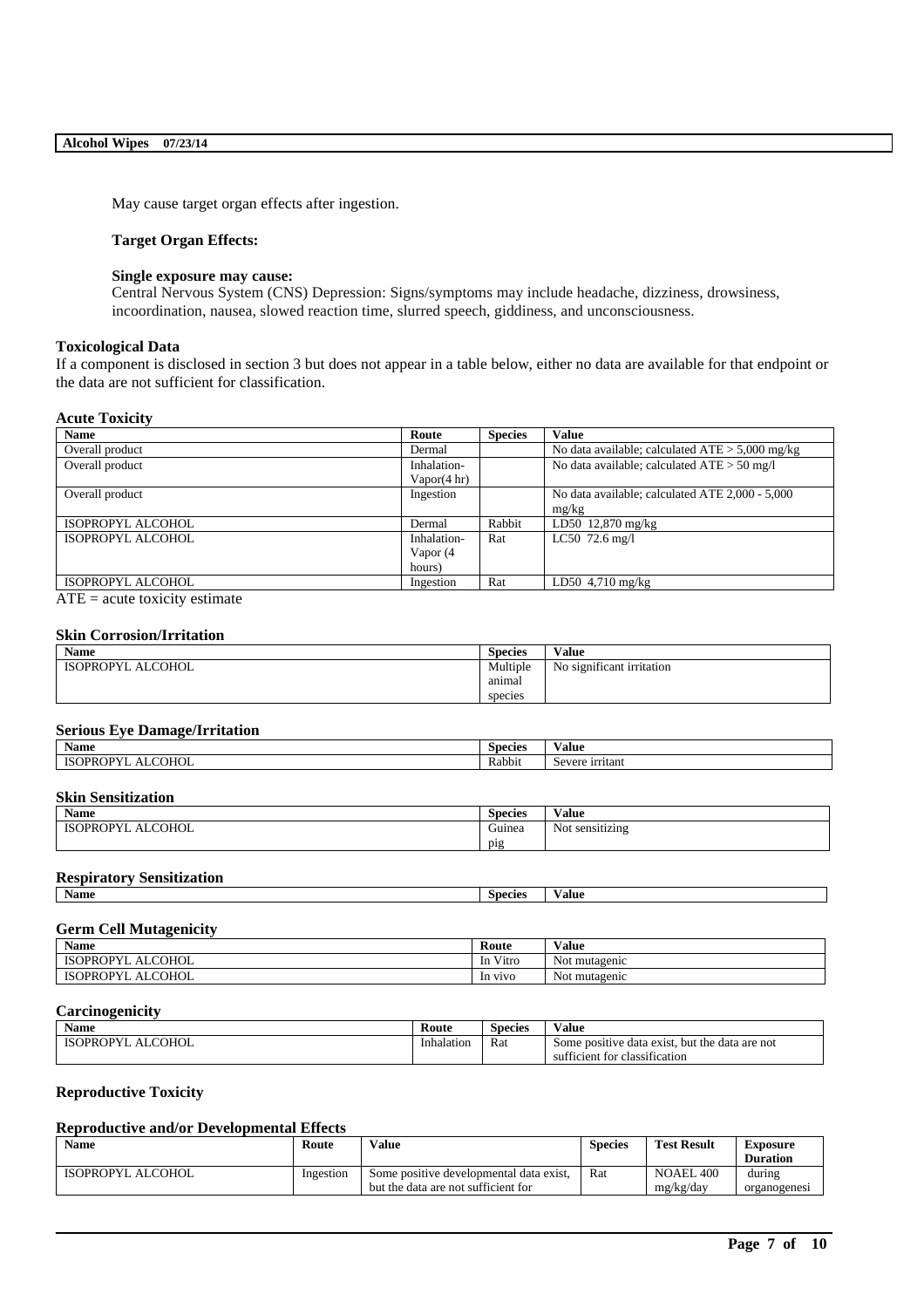May cause target organ effects after ingestion.

**Target Organ Effects:**

**Single exposure may cause:**
Central Nervous System (CNS) Depression: Signs/symptoms may include headache, dizziness, drowsiness, incoordination, nausea, slowed reaction time, slurred speech, giddiness, and unconsciousness.

**Toxicological Data**
If a component is disclosed in section 3 but does not appear in a table below, either no data are available for that endpoint or the data are not sufficient for classification.

**Acute Toxicity**

| Name | Route | Species | Value |
|---|---|---|---|
| Overall product | Dermal | | No data available; calculated ATE > 5,000 mg/kg |
| Overall product | Inhalation-Vapor(4 hr) | | No data available; calculated ATE > 50 mg/l |
| Overall product | Ingestion | | No data available; calculated ATE 2,000 - 5,000 mg/kg |
| ISOPROPYL ALCOHOL | Dermal | Rabbit | LD50 12,870 mg/kg |
| ISOPROPYL ALCOHOL | Inhalation-Vapor (4 hours) | Rat | LC50 72.6 mg/l |
| ISOPROPYL ALCOHOL | Ingestion | Rat | LD50 4,710 mg/kg |

ATE = acute toxicity estimate

**Skin Corrosion/Irritation**

| Name | Species | Value |
|---|---|---|
| ISOPROPYL ALCOHOL | Multiple animal species | No significant irritation |

**Serious Eye Damage/Irritation**

| Name | Species | Value |
|---|---|---|
| ISOPROPYL ALCOHOL | Rabbit | Severe irritant |

**Skin Sensitization**

| Name | Species | Value |
|---|---|---|
| ISOPROPYL ALCOHOL | Guinea pig | Not sensitizing |

**Respiratory Sensitization**

| Name | Species | Value |
|---|---|---|

**Germ Cell Mutagenicity**

| Name | Route | Value |
|---|---|---|
| ISOPROPYL ALCOHOL | In Vitro | Not mutagenic |
| ISOPROPYL ALCOHOL | In vivo | Not mutagenic |

**Carcinogenicity**

| Name | Route | Species | Value |
|---|---|---|---|
| ISOPROPYL ALCOHOL | Inhalation | Rat | Some positive data exist, but the data are not sufficient for classification |

**Reproductive Toxicity**

**Reproductive and/or Developmental Effects**

| Name | Route | Value | Species | Test Result | Exposure Duration |
|---|---|---|---|---|---|
| ISOPROPYL ALCOHOL | Ingestion | Some positive developmental data exist, but the data are not sufficient for | Rat | NOAEL 400 mg/kg/day | during organogenesi |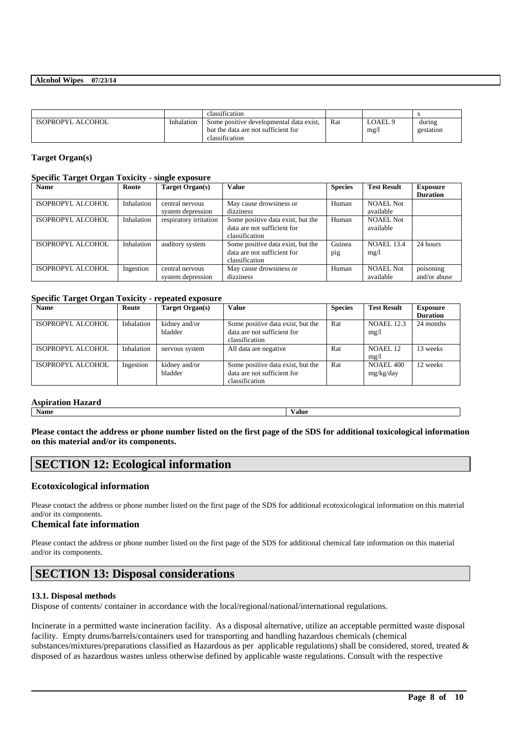| | | classification | | | s |
|---|---|---|---|---|---|
| ISOPROPYL ALCOHOL | Inhalation | Some positive developmental data exist, but the data are not sufficient for classification | Rat | LOAEL 9 mg/l | during gestation |

**Target Organ(s)**

**Specific Target Organ Toxicity - single exposure**

| Name | Route | Target Organ(s) | Value | Species | Test Result | Exposure Duration |
|---|---|---|---|---|---|---|
| ISOPROPYL ALCOHOL | Inhalation | central nervous system depression | May cause drowsiness or dizziness | Human | NOAEL Not available | |
| ISOPROPYL ALCOHOL | Inhalation | respiratory irritation | Some positive data exist, but the data are not sufficient for classification | Human | NOAEL Not available | |
| ISOPROPYL ALCOHOL | Inhalation | auditory system | Some positive data exist, but the data are not sufficient for classification | Guinea pig | NOAEL 13.4 mg/l | 24 hours |
| ISOPROPYL ALCOHOL | Ingestion | central nervous system depression | May cause drowsiness or dizziness | Human | NOAEL Not available | poisoning and/or abuse |

**Specific Target Organ Toxicity - repeated exposure**

| Name | Route | Target Organ(s) | Value | Species | Test Result | Exposure Duration |
|---|---|---|---|---|---|---|
| ISOPROPYL ALCOHOL | Inhalation | kidney and/or bladder | Some positive data exist, but the data are not sufficient for classification | Rat | NOAEL 12.3 mg/l | 24 months |
| ISOPROPYL ALCOHOL | Inhalation | nervous system | All data are negative | Rat | NOAEL 12 mg/l | 13 weeks |
| ISOPROPYL ALCOHOL | Ingestion | kidney and/or bladder | Some positive data exist, but the data are not sufficient for classification | Rat | NOAEL 400 mg/kg/day | 12 weeks |

**Aspiration Hazard**

| Name | Value |
|---|---|

**Please contact the address or phone number listed on the first page of the SDS for additional toxicological information on this material and/or its components.**

# SECTION 12: Ecological information

## Ecotoxicological information

Please contact the address or phone number listed on the first page of the SDS for additional ecotoxicological information on this material and/or its components.

## Chemical fate information

Please contact the address or phone number listed on the first page of the SDS for additional chemical fate information on this material and/or its components.

# SECTION 13: Disposal considerations

**13.1. Disposal methods**

Dispose of contents/ container in accordance with the local/regional/national/international regulations.

Incinerate in a permitted waste incineration facility. As a disposal alternative, utilize an acceptable permitted waste disposal facility. Empty drums/barrels/containers used for transporting and handling hazardous chemicals (chemical substances/mixtures/preparations classified as Hazardous as per applicable regulations) shall be considered, stored, treated & disposed of as hazardous wastes unless otherwise defined by applicable waste regulations. Consult with the respective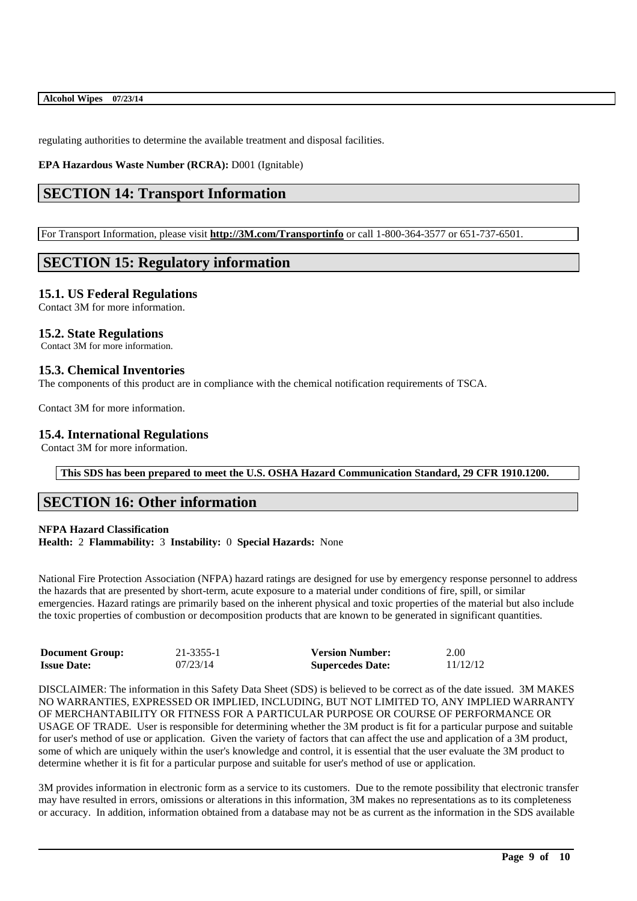regulating authorities to determine the available treatment and disposal facilities.

**EPA Hazardous Waste Number (RCRA):** D001 (Ignitable)

## SECTION 14: Transport Information

For Transport Information, please visit **http://3M.com/Transportinfo** or call 1-800-364-3577 or 651-737-6501.

## SECTION 15: Regulatory information

### 15.1. US Federal Regulations

Contact 3M for more information.

### 15.2. State Regulations

Contact 3M for more information.

### 15.3. Chemical Inventories

The components of this product are in compliance with the chemical notification requirements of TSCA.

Contact 3M for more information.

### 15.4. International Regulations

Contact 3M for more information.

**This SDS has been prepared to meet the U.S. OSHA Hazard Communication Standard, 29 CFR 1910.1200.**

## SECTION 16: Other information

**NFPA Hazard Classification**
**Health:** 2 **Flammability:** 3 **Instability:** 0 **Special Hazards:** None

National Fire Protection Association (NFPA) hazard ratings are designed for use by emergency response personnel to address the hazards that are presented by short-term, acute exposure to a material under conditions of fire, spill, or similar emergencies. Hazard ratings are primarily based on the inherent physical and toxic properties of the material but also include the toxic properties of combustion or decomposition products that are known to be generated in significant quantities.

| | | | |
|---|---|---|---|
| **Document Group:** | 21-3355-1 | **Version Number:** | 2.00 |
| **Issue Date:** | 07/23/14 | **Supercedes Date:** | 11/12/12 |

DISCLAIMER: The information in this Safety Data Sheet (SDS) is believed to be correct as of the date issued. 3M MAKES NO WARRANTIES, EXPRESSED OR IMPLIED, INCLUDING, BUT NOT LIMITED TO, ANY IMPLIED WARRANTY OF MERCHANTABILITY OR FITNESS FOR A PARTICULAR PURPOSE OR COURSE OF PERFORMANCE OR USAGE OF TRADE. User is responsible for determining whether the 3M product is fit for a particular purpose and suitable for user's method of use or application. Given the variety of factors that can affect the use and application of a 3M product, some of which are uniquely within the user's knowledge and control, it is essential that the user evaluate the 3M product to determine whether it is fit for a particular purpose and suitable for user's method of use or application.

3M provides information in electronic form as a service to its customers. Due to the remote possibility that electronic transfer may have resulted in errors, omissions or alterations in this information, 3M makes no representations as to its completeness or accuracy. In addition, information obtained from a database may not be as current as the information in the SDS available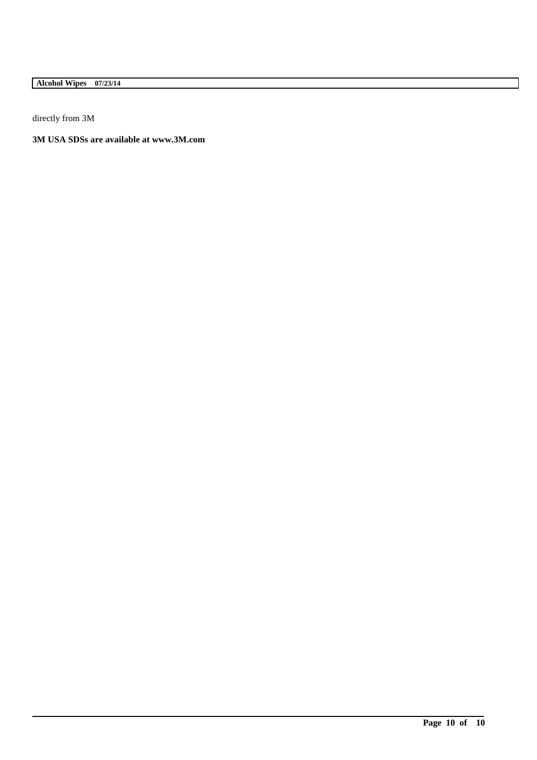directly from 3M

**3M USA SDSs are available at www.3M.com**